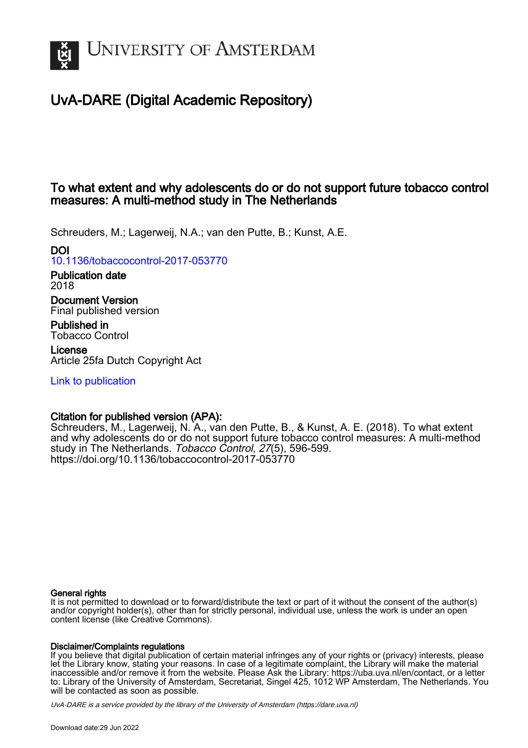UNIVERSITY OF AMSTERDAM

# UvA-DARE (Digital Academic Repository)

## To what extent and why adolescents do or do not support future tobacco control measures: A multi-method study in The Netherlands

Schreuders, M.; Lagerweij, N.A.; van den Putte, B.; Kunst, A.E.

**DOI**
10.1136/tobaccocontrol-2017-053770

**Publication date**
2018

**Document Version**
Final published version

**Published in**
Tobacco Control

**License**
Article 25fa Dutch Copyright Act

Link to publication

**Citation for published version (APA):**
Schreuders, M., Lagerweij, N. A., van den Putte, B., & Kunst, A. E. (2018). To what extent and why adolescents do or do not support future tobacco control measures: A multi-method study in The Netherlands. *Tobacco Control*, *27*(5), 596-599. https://doi.org/10.1136/tobaccocontrol-2017-053770

**General rights**
It is not permitted to download or to forward/distribute the text or part of it without the consent of the author(s) and/or copyright holder(s), other than for strictly personal, individual use, unless the work is under an open content license (like Creative Commons).

**Disclaimer/Complaints regulations**
If you believe that digital publication of certain material infringes any of your rights or (privacy) interests, please let the Library know, stating your reasons. In case of a legitimate complaint, the Library will make the material inaccessible and/or remove it from the website. Please Ask the Library: https://uba.uva.nl/en/contact, or a letter to: Library of the University of Amsterdam, Secretariat, Singel 425, 1012 WP Amsterdam, The Netherlands. You will be contacted as soon as possible.

*UvA-DARE is a service provided by the library of the University of Amsterdam (https://dare.uva.nl)*

Download date:29 Jun 2022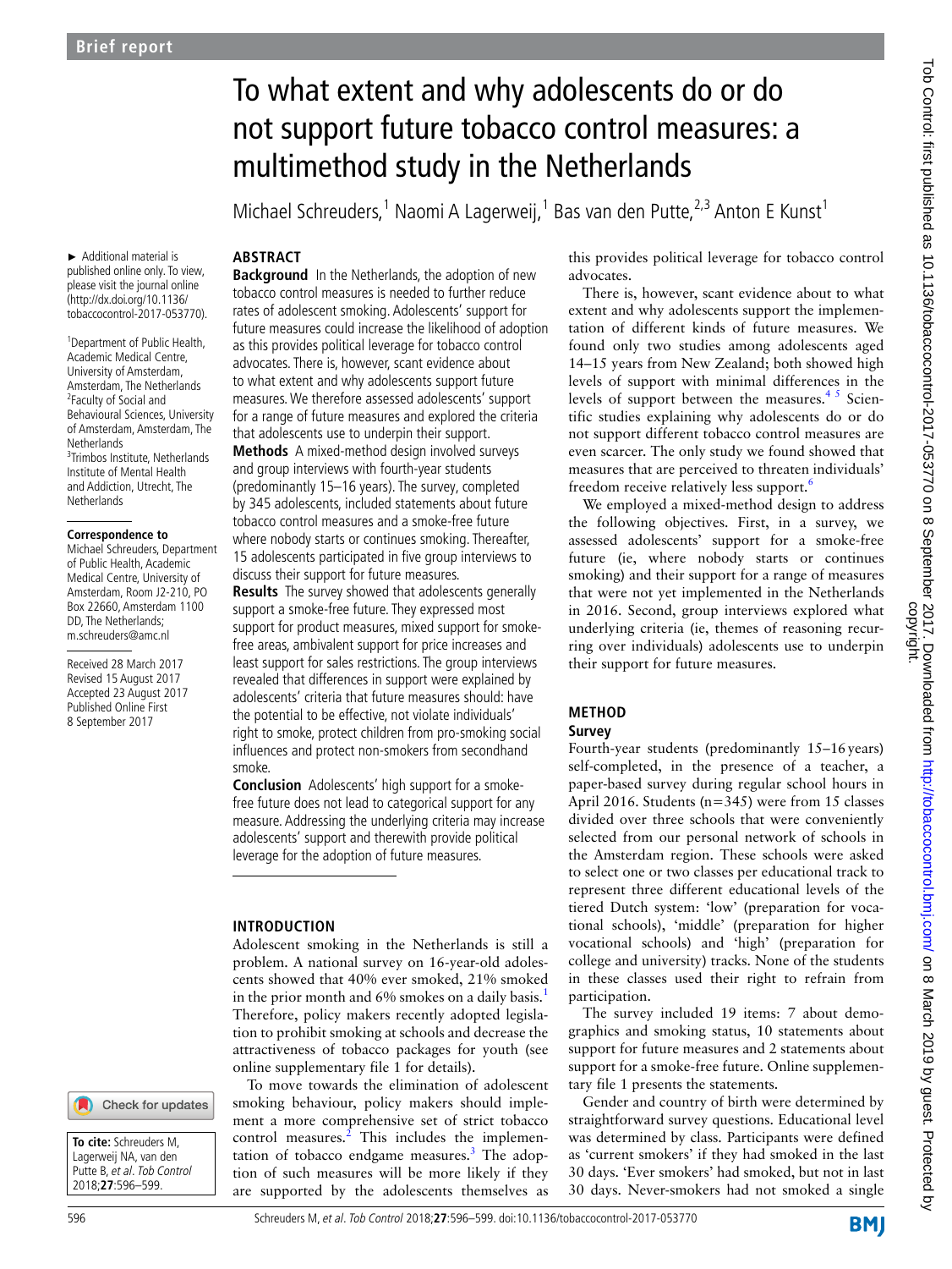Brief report

# To what extent and why adolescents do or do not support future tobacco control measures: a multimethod study in the Netherlands

Michael Schreuders,[1] Naomi A Lagerweij,[1] Bas van den Putte,[2,3] Anton E Kunst[1]

► Additional material is published online only. To view, please visit the journal online (http://dx.doi.org/10.1136/tobaccocontrol-2017-053770).

[1]Department of Public Health, Academic Medical Centre, University of Amsterdam, Amsterdam, The Netherlands
[2]Faculty of Social and Behavioural Sciences, University of Amsterdam, Amsterdam, The Netherlands
[3]Trimbos Institute, Netherlands Institute of Mental Health and Addiction, Utrecht, The Netherlands

**Correspondence to**
Michael Schreuders, Department of Public Health, Academic Medical Centre, University of Amsterdam, Room J2-210, PO Box 22660, Amsterdam 1100 DD, The Netherlands; m.schreuders@amc.nl

Received 28 March 2017
Revised 15 August 2017
Accepted 23 August 2017
Published Online First 8 September 2017

**To cite:** Schreuders M, Lagerweij NA, van den Putte B, et al. Tob Control 2018;27:596–599.

## ABSTRACT

**Background** In the Netherlands, the adoption of new tobacco control measures is needed to further reduce rates of adolescent smoking. Adolescents' support for future measures could increase the likelihood of adoption as this provides political leverage for tobacco control advocates. There is, however, scant evidence about to what extent and why adolescents support future measures. We therefore assessed adolescents' support for a range of future measures and explored the criteria that adolescents use to underpin their support.

**Methods** A mixed-method design involved surveys and group interviews with fourth-year students (predominantly 15–16 years). The survey, completed by 345 adolescents, included statements about future tobacco control measures and a smoke-free future where nobody starts or continues smoking. Thereafter, 15 adolescents participated in five group interviews to discuss their support for future measures.

**Results** The survey showed that adolescents generally support a smoke-free future. They expressed most support for product measures, mixed support for smoke-free areas, ambivalent support for price increases and least support for sales restrictions. The group interviews revealed that differences in support were explained by adolescents' criteria that future measures should: have the potential to be effective, not violate individuals' right to smoke, protect children from pro-smoking social influences and protect non-smokers from secondhand smoke.

**Conclusion** Adolescents' high support for a smoke-free future does not lead to categorical support for any measure. Addressing the underlying criteria may increase adolescents' support and therewith provide political leverage for the adoption of future measures.

## INTRODUCTION

Adolescent smoking in the Netherlands is still a problem. A national survey on 16-year-old adolescents showed that 40% ever smoked, 21% smoked in the prior month and 6% smokes on a daily basis.[1] Therefore, policy makers recently adopted legislation to prohibit smoking at schools and decrease the attractiveness of tobacco packages for youth (see online supplementary file 1 for details).

To move towards the elimination of adolescent smoking behaviour, policy makers should implement a more comprehensive set of strict tobacco control measures.[2] This includes the implementation of tobacco endgame measures.[3] The adoption of such measures will be more likely if they are supported by the adolescents themselves as this provides political leverage for tobacco control advocates.

There is, however, scant evidence about to what extent and why adolescents support the implementation of different kinds of future measures. We found only two studies among adolescents aged 14–15 years from New Zealand; both showed high levels of support with minimal differences in the levels of support between the measures.[4 5] Scientific studies explaining why adolescents do or do not support different tobacco control measures are even scarcer. The only study we found showed that measures that are perceived to threaten individuals' freedom receive relatively less support.[6]

We employed a mixed-method design to address the following objectives. First, in a survey, we assessed adolescents' support for a smoke-free future (ie, where nobody starts or continues smoking) and their support for a range of measures that were not yet implemented in the Netherlands in 2016. Second, group interviews explored what underlying criteria (ie, themes of reasoning recurring over individuals) adolescents use to underpin their support for future measures.

## METHOD

### Survey

Fourth-year students (predominantly 15–16 years) self-completed, in the presence of a teacher, a paper-based survey during regular school hours in April 2016. Students (n=345) were from 15 classes divided over three schools that were conveniently selected from our personal network of schools in the Amsterdam region. These schools were asked to select one or two classes per educational track to represent three different educational levels of the tiered Dutch system: 'low' (preparation for vocational schools), 'middle' (preparation for higher vocational schools) and 'high' (preparation for college and university) tracks. None of the students in these classes used their right to refrain from participation.

The survey included 19 items: 7 about demographics and smoking status, 10 statements about support for future measures and 2 statements about support for a smoke-free future. Online supplementary file 1 presents the statements.

Gender and country of birth were determined by straightforward survey questions. Educational level was determined by class. Participants were defined as 'current smokers' if they had smoked in the last 30 days. 'Ever smokers' had smoked, but not in last 30 days. Never-smokers had not smoked a single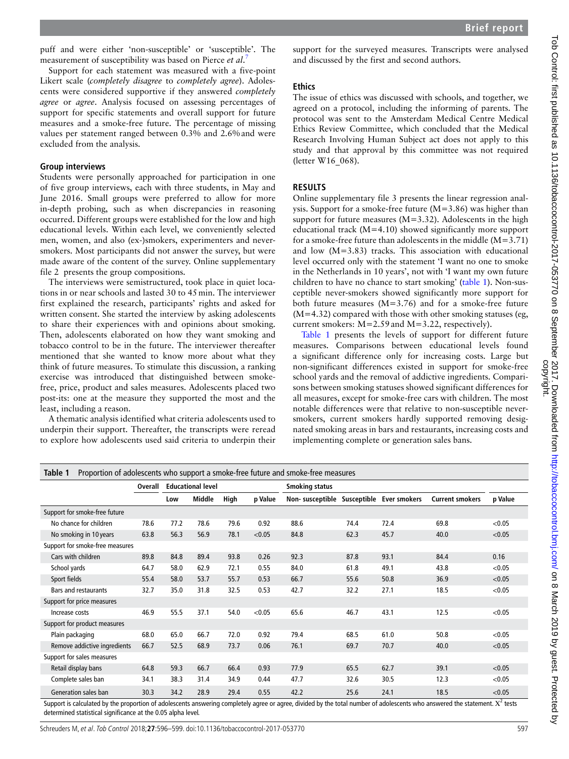puff and were either 'non-susceptible' or 'susceptible'. The measurement of susceptibility was based on Pierce *et al*.[7]

Support for each statement was measured with a five-point Likert scale (*completely disagree* to *completely agree*). Adolescents were considered supportive if they answered *completely agree* or *agree*. Analysis focused on assessing percentages of support for specific statements and overall support for future measures and a smoke-free future. The percentage of missing values per statement ranged between 0.3% and 2.6% and were excluded from the analysis.

### Group interviews

Students were personally approached for participation in one of five group interviews, each with three students, in May and June 2016. Small groups were preferred to allow for more in-depth probing, such as when discrepancies in reasoning occurred. Different groups were established for the low and high educational levels. Within each level, we conveniently selected men, women, and also (ex-)smokers, experimenters and never-smokers. Most participants did not answer the survey, but were made aware of the content of the survey. Online supplementary file 2 presents the group compositions.

The interviews were semistructured, took place in quiet locations in or near schools and lasted 30 to 45 min. The interviewer first explained the research, participants' rights and asked for written consent. She started the interview by asking adolescents to share their experiences with and opinions about smoking. Then, adolescents elaborated on how they want smoking and tobacco control to be in the future. The interviewer thereafter mentioned that she wanted to know more about what they think of future measures. To stimulate this discussion, a ranking exercise was introduced that distinguished between smoke-free, price, product and sales measures. Adolescents placed two post-its: one at the measure they supported the most and the least, including a reason.

A thematic analysis identified what criteria adolescents used to underpin their support. Thereafter, the transcripts were reread to explore how adolescents used said criteria to underpin their support for the surveyed measures. Transcripts were analysed and discussed by the first and second authors.

### Ethics

The issue of ethics was discussed with schools, and together, we agreed on a protocol, including the informing of parents. The protocol was sent to the Amsterdam Medical Centre Medical Ethics Review Committee, which concluded that the Medical Research Involving Human Subject act does not apply to this study and that approval by this committee was not required (letter W16_068).

## RESULTS

Online supplementary file 3 presents the linear regression analysis. Support for a smoke-free future (M=3.86) was higher than support for future measures (M=3.32). Adolescents in the high educational track (M=4.10) showed significantly more support for a smoke-free future than adolescents in the middle (M=3.71) and low (M=3.83) tracks. This association with educational level occurred only with the statement 'I want no one to smoke in the Netherlands in 10 years', not with 'I want my own future children to have no chance to start smoking' (table 1). Non-susceptible never-smokers showed significantly more support for both future measures (M=3.76) and for a smoke-free future (M=4.32) compared with those with other smoking statuses (eg, current smokers: M=2.59 and M=3.22, respectively).

Table 1 presents the levels of support for different future measures. Comparisons between educational levels found a significant difference only for increasing costs. Large but non-significant differences existed in support for smoke-free school yards and the removal of addictive ingredients. Comparisons between smoking statuses showed significant differences for all measures, except for smoke-free cars with children. The most notable differences were that relative to non-susceptible never-smokers, current smokers hardly supported removing designated smoking areas in bars and restaurants, increasing costs and implementing complete or generation sales bans.

**Table 1** Proportion of adolescents who support a smoke-free future and smoke-free measures

| | Overall | Educational level | | | | Smoking status | | | | |
|---|---|---|---|---|---|---|---|---|---|---|
| | | Low | Middle | High | p Value | Non-susceptible | Susceptible | Ever smokers | Current smokers | p Value |
| Support for smoke-free future | | | | | | | | | | |
| No chance for children | 78.6 | 77.2 | 78.6 | 79.6 | 0.92 | 88.6 | 74.4 | 72.4 | 69.8 | <0.05 |
| No smoking in 10 years | 63.8 | 56.3 | 56.9 | 78.1 | <0.05 | 84.8 | 62.3 | 45.7 | 40.0 | <0.05 |
| Support for smoke-free measures | | | | | | | | | | |
| Cars with children | 89.8 | 84.8 | 89.4 | 93.8 | 0.26 | 92.3 | 87.8 | 93.1 | 84.4 | 0.16 |
| School yards | 64.7 | 58.0 | 62.9 | 72.1 | 0.55 | 84.0 | 61.8 | 49.1 | 43.8 | <0.05 |
| Sport fields | 55.4 | 58.0 | 53.7 | 55.7 | 0.53 | 66.7 | 55.6 | 50.8 | 36.9 | <0.05 |
| Bars and restaurants | 32.7 | 35.0 | 31.8 | 32.5 | 0.53 | 42.7 | 32.2 | 27.1 | 18.5 | <0.05 |
| Support for price measures | | | | | | | | | | |
| Increase costs | 46.9 | 55.5 | 37.1 | 54.0 | <0.05 | 65.6 | 46.7 | 43.1 | 12.5 | <0.05 |
| Support for product measures | | | | | | | | | | |
| Plain packaging | 68.0 | 65.0 | 66.7 | 72.0 | 0.92 | 79.4 | 68.5 | 61.0 | 50.8 | <0.05 |
| Remove addictive ingredients | 66.7 | 52.5 | 68.9 | 73.7 | 0.06 | 76.1 | 69.7 | 70.7 | 40.0 | <0.05 |
| Support for sales measures | | | | | | | | | | |
| Retail display bans | 64.8 | 59.3 | 66.7 | 66.4 | 0.93 | 77.9 | 65.5 | 62.7 | 39.1 | <0.05 |
| Complete sales ban | 34.1 | 38.3 | 31.4 | 34.9 | 0.44 | 47.7 | 32.6 | 30.5 | 12.3 | <0.05 |
| Generation sales ban | 30.3 | 34.2 | 28.9 | 29.4 | 0.55 | 42.2 | 25.6 | 24.1 | 18.5 | <0.05 |

Support is calculated by the proportion of adolescents answering completely agree or agree, divided by the total number of adolescents who answered the statement. $X^2$ tests determined statistical significance at the 0.05 alpha level.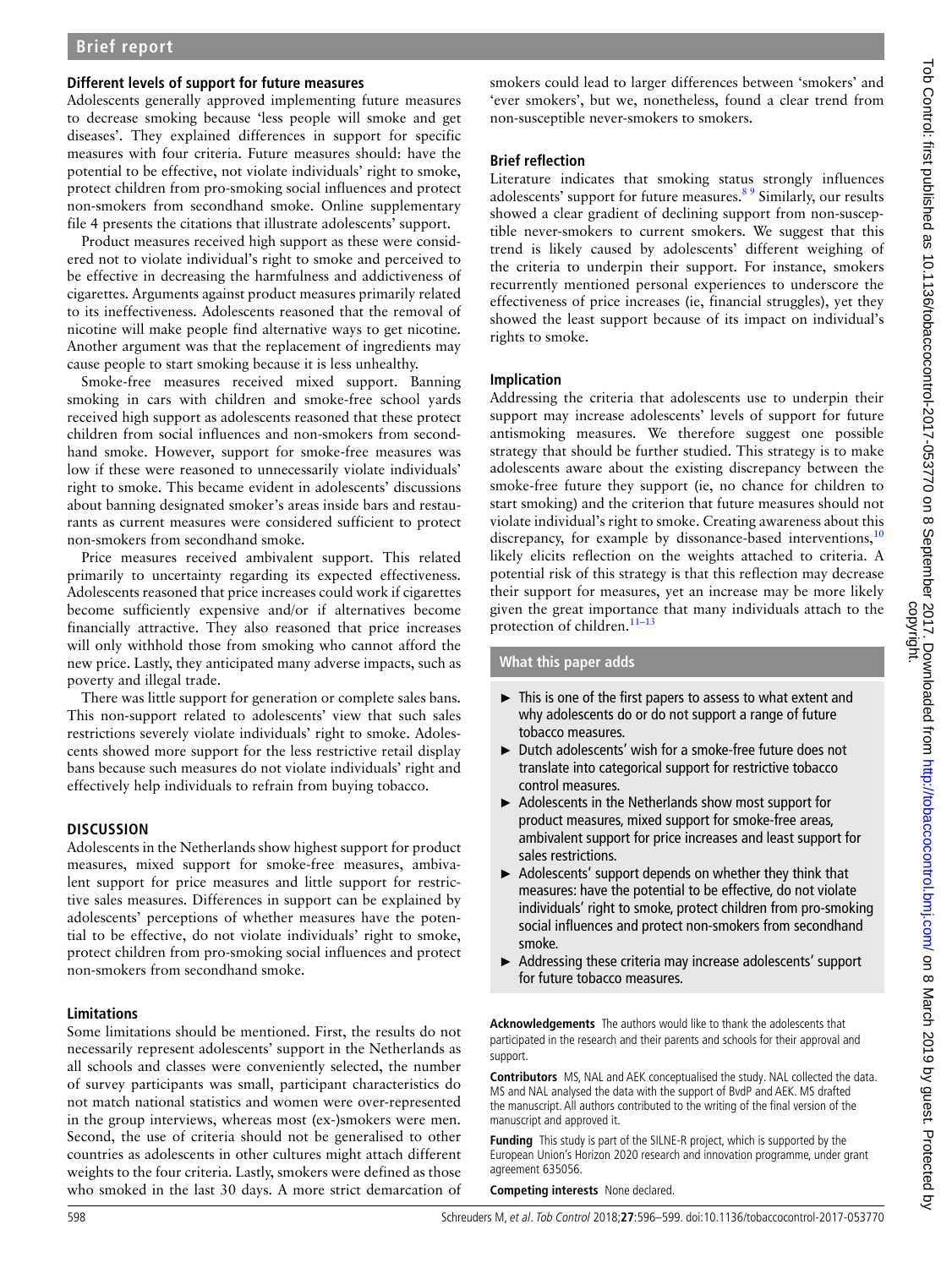### Different levels of support for future measures

Adolescents generally approved implementing future measures to decrease smoking because 'less people will smoke and get diseases'. They explained differences in support for specific measures with four criteria. Future measures should: have the potential to be effective, not violate individuals' right to smoke, protect children from pro-smoking social influences and protect non-smokers from secondhand smoke. Online supplementary file 4 presents the citations that illustrate adolescents' support.

Product measures received high support as these were considered not to violate individual's right to smoke and perceived to be effective in decreasing the harmfulness and addictiveness of cigarettes. Arguments against product measures primarily related to its ineffectiveness. Adolescents reasoned that the removal of nicotine will make people find alternative ways to get nicotine. Another argument was that the replacement of ingredients may cause people to start smoking because it is less unhealthy.

Smoke-free measures received mixed support. Banning smoking in cars with children and smoke-free school yards received high support as adolescents reasoned that these protect children from social influences and non-smokers from secondhand smoke. However, support for smoke-free measures was low if these were reasoned to unnecessarily violate individuals' right to smoke. This became evident in adolescents' discussions about banning designated smoker's areas inside bars and restaurants as current measures were considered sufficient to protect non-smokers from secondhand smoke.

Price measures received ambivalent support. This related primarily to uncertainty regarding its expected effectiveness. Adolescents reasoned that price increases could work if cigarettes become sufficiently expensive and/or if alternatives become financially attractive. They also reasoned that price increases will only withhold those from smoking who cannot afford the new price. Lastly, they anticipated many adverse impacts, such as poverty and illegal trade.

There was little support for generation or complete sales bans. This non-support related to adolescents' view that such sales restrictions severely violate individuals' right to smoke. Adolescents showed more support for the less restrictive retail display bans because such measures do not violate individuals' right and effectively help individuals to refrain from buying tobacco.

## DISCUSSION

Adolescents in the Netherlands show highest support for product measures, mixed support for smoke-free measures, ambivalent support for price measures and little support for restrictive sales measures. Differences in support can be explained by adolescents' perceptions of whether measures have the potential to be effective, do not violate individuals' right to smoke, protect children from pro-smoking social influences and protect non-smokers from secondhand smoke.

### Limitations

Some limitations should be mentioned. First, the results do not necessarily represent adolescents' support in the Netherlands as all schools and classes were conveniently selected, the number of survey participants was small, participant characteristics do not match national statistics and women were over-represented in the group interviews, whereas most (ex-)smokers were men. Second, the use of criteria should not be generalised to other countries as adolescents in other cultures might attach different weights to the four criteria. Lastly, smokers were defined as those who smoked in the last 30 days. A more strict demarcation of smokers could lead to larger differences between 'smokers' and 'ever smokers', but we, nonetheless, found a clear trend from non-susceptible never-smokers to smokers.

### Brief reflection

Literature indicates that smoking status strongly influences adolescents' support for future measures.[8 9] Similarly, our results showed a clear gradient of declining support from non-susceptible never-smokers to current smokers. We suggest that this trend is likely caused by adolescents' different weighing of the criteria to underpin their support. For instance, smokers recurrently mentioned personal experiences to underscore the effectiveness of price increases (ie, financial struggles), yet they showed the least support because of its impact on individual's rights to smoke.

### Implication

Addressing the criteria that adolescents use to underpin their support may increase adolescents' levels of support for future antismoking measures. We therefore suggest one possible strategy that should be further studied. This strategy is to make adolescents aware about the existing discrepancy between the smoke-free future they support (ie, no chance for children to start smoking) and the criterion that future measures should not violate individual's right to smoke. Creating awareness about this discrepancy, for example by dissonance-based interventions,[10] likely elicits reflection on the weights attached to criteria. A potential risk of this strategy is that this reflection may decrease their support for measures, yet an increase may be more likely given the great importance that many individuals attach to the protection of children.[11–13]

### What this paper adds

- This is one of the first papers to assess to what extent and why adolescents do or do not support a range of future tobacco measures.
- Dutch adolescents' wish for a smoke-free future does not translate into categorical support for restrictive tobacco control measures.
- Adolescents in the Netherlands show most support for product measures, mixed support for smoke-free areas, ambivalent support for price increases and least support for sales restrictions.
- Adolescents' support depends on whether they think that measures: have the potential to be effective, do not violate individuals' right to smoke, protect children from pro-smoking social influences and protect non-smokers from secondhand smoke.
- Addressing these criteria may increase adolescents' support for future tobacco measures.

**Acknowledgements** The authors would like to thank the adolescents that participated in the research and their parents and schools for their approval and support.

**Contributors** MS, NAL and AEK conceptualised the study. NAL collected the data. MS and NAL analysed the data with the support of BvdP and AEK. MS drafted the manuscript. All authors contributed to the writing of the final version of the manuscript and approved it.

**Funding** This study is part of the SILNE-R project, which is supported by the European Union's Horizon 2020 research and innovation programme, under grant agreement 635056.

**Competing interests** None declared.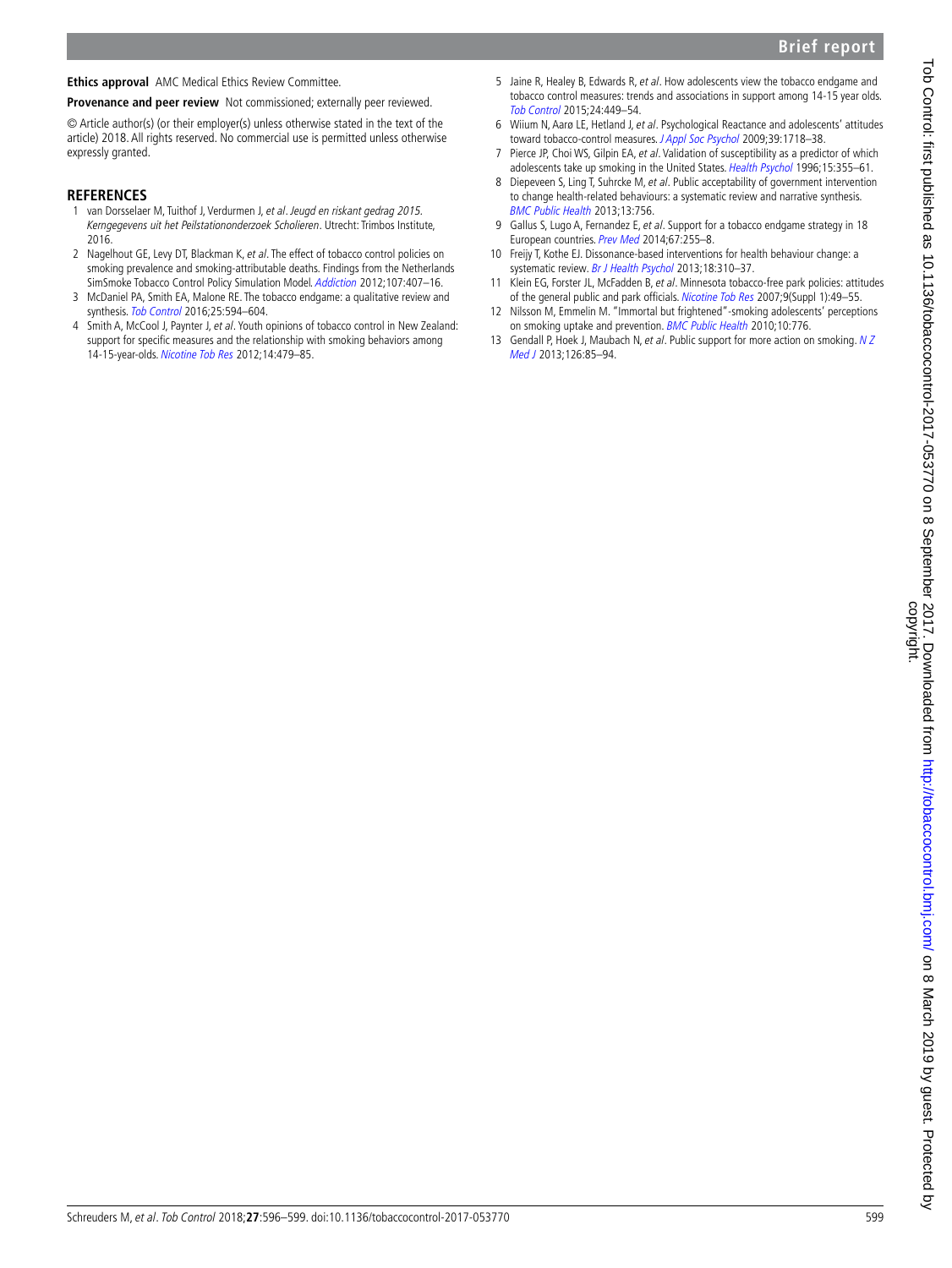**Ethics approval** AMC Medical Ethics Review Committee.

**Provenance and peer review** Not commissioned; externally peer reviewed.

© Article author(s) (or their employer(s) unless otherwise stated in the text of the article) 2018. All rights reserved. No commercial use is permitted unless otherwise expressly granted.

## REFERENCES

1. van Dorsselaer M, Tuithof J, Verdurmen J, *et al*. *Jeugd en riskant gedrag 2015. Kerngegevens uit het Peilstationonderzoek Scholieren*. Utrecht: Trimbos Institute, 2016.
2. Nagelhout GE, Levy DT, Blackman K, *et al*. The effect of tobacco control policies on smoking prevalence and smoking-attributable deaths. Findings from the Netherlands SimSmoke Tobacco Control Policy Simulation Model. *Addiction* 2012;107:407–16.
3. McDaniel PA, Smith EA, Malone RE. The tobacco endgame: a qualitative review and synthesis. *Tob Control* 2016;25:594–604.
4. Smith A, McCool J, Paynter J, *et al*. Youth opinions of tobacco control in New Zealand: support for specific measures and the relationship with smoking behaviors among 14-15-year-olds. *Nicotine Tob Res* 2012;14:479–85.
5. Jaine R, Healey B, Edwards R, *et al*. How adolescents view the tobacco endgame and tobacco control measures: trends and associations in support among 14-15 year olds. *Tob Control* 2015;24:449–54.
6. Wiium N, Aarø LE, Hetland J, *et al*. Psychological Reactance and adolescents' attitudes toward tobacco-control measures. *J Appl Soc Psychol* 2009;39:1718–38.
7. Pierce JP, Choi WS, Gilpin EA, *et al*. Validation of susceptibility as a predictor of which adolescents take up smoking in the United States. *Health Psychol* 1996;15:355–61.
8. Diepeveen S, Ling T, Suhrcke M, *et al*. Public acceptability of government intervention to change health-related behaviours: a systematic review and narrative synthesis. *BMC Public Health* 2013;13:756.
9. Gallus S, Lugo A, Fernandez E, *et al*. Support for a tobacco endgame strategy in 18 European countries. *Prev Med* 2014;67:255–8.
10. Freijy T, Kothe EJ. Dissonance-based interventions for health behaviour change: a systematic review. *Br J Health Psychol* 2013;18:310–37.
11. Klein EG, Forster JL, McFadden B, *et al*. Minnesota tobacco-free park policies: attitudes of the general public and park officials. *Nicotine Tob Res* 2007;9(Suppl 1):49–55.
12. Nilsson M, Emmelin M. "Immortal but frightened"-smoking adolescents' perceptions on smoking uptake and prevention. *BMC Public Health* 2010;10:776.
13. Gendall P, Hoek J, Maubach N, *et al*. Public support for more action on smoking. *N Z Med J* 2013;126:85–94.